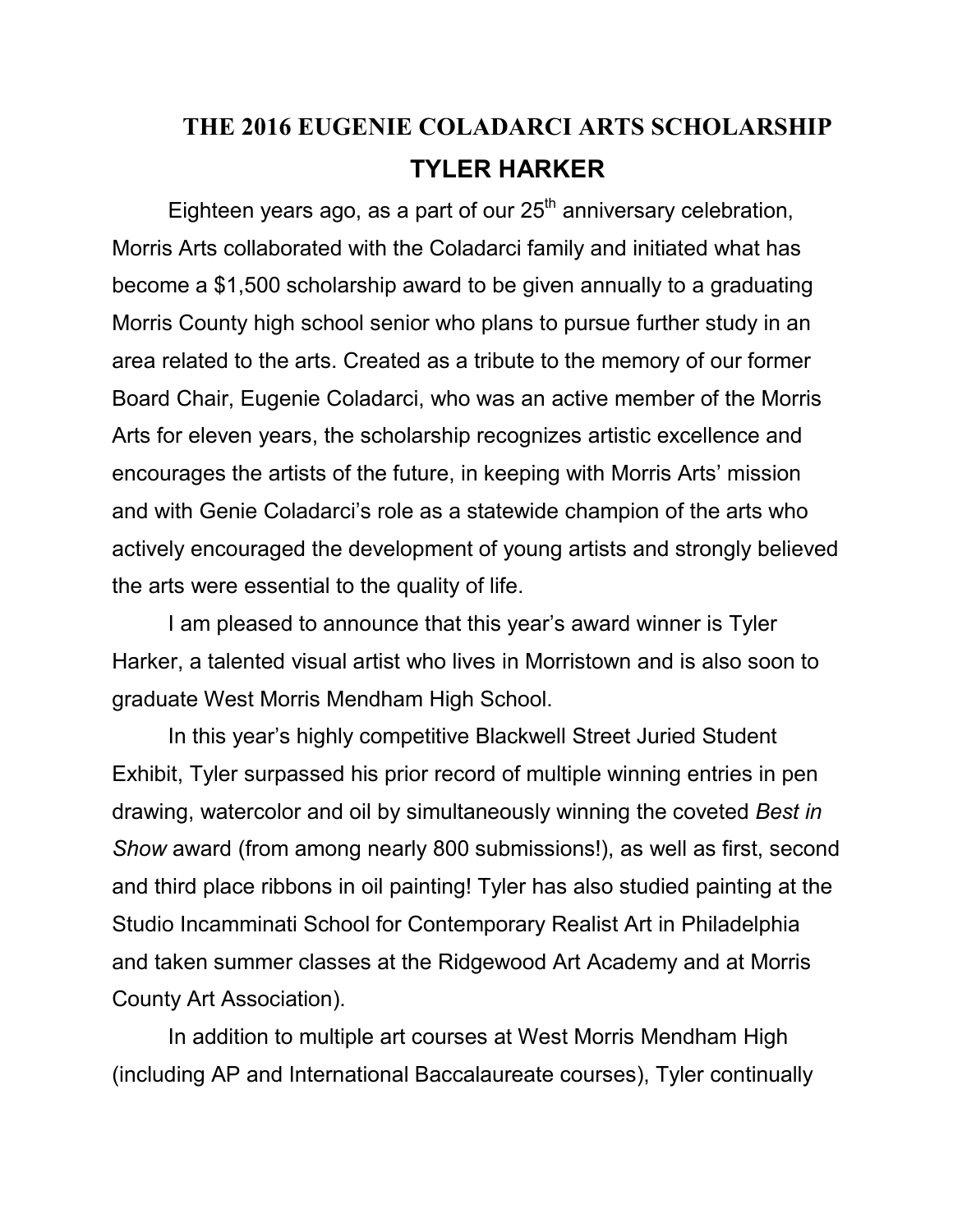# THE 2016 EUGENIE COLADARCI ARTS SCHOLARSHIP

## TYLER HARKER

Eighteen years ago, as a part of our 25th anniversary celebration, Morris Arts collaborated with the Coladarci family and initiated what has become a $1,500 scholarship award to be given annually to a graduating Morris County high school senior who plans to pursue further study in an area related to the arts. Created as a tribute to the memory of our former Board Chair, Eugenie Coladarci, who was an active member of the Morris Arts for eleven years, the scholarship recognizes artistic excellence and encourages the artists of the future, in keeping with Morris Arts' mission and with Genie Coladarci's role as a statewide champion of the arts who actively encouraged the development of young artists and strongly believed the arts were essential to the quality of life.

I am pleased to announce that this year's award winner is Tyler Harker, a talented visual artist who lives in Morristown and is also soon to graduate West Morris Mendham High School.

In this year's highly competitive Blackwell Street Juried Student Exhibit, Tyler surpassed his prior record of multiple winning entries in pen drawing, watercolor and oil by simultaneously winning the coveted *Best in Show* award (from among nearly 800 submissions!), as well as first, second and third place ribbons in oil painting! Tyler has also studied painting at the Studio Incamminati School for Contemporary Realist Art in Philadelphia and taken summer classes at the Ridgewood Art Academy and at Morris County Art Association).

In addition to multiple art courses at West Morris Mendham High (including AP and International Baccalaureate courses), Tyler continually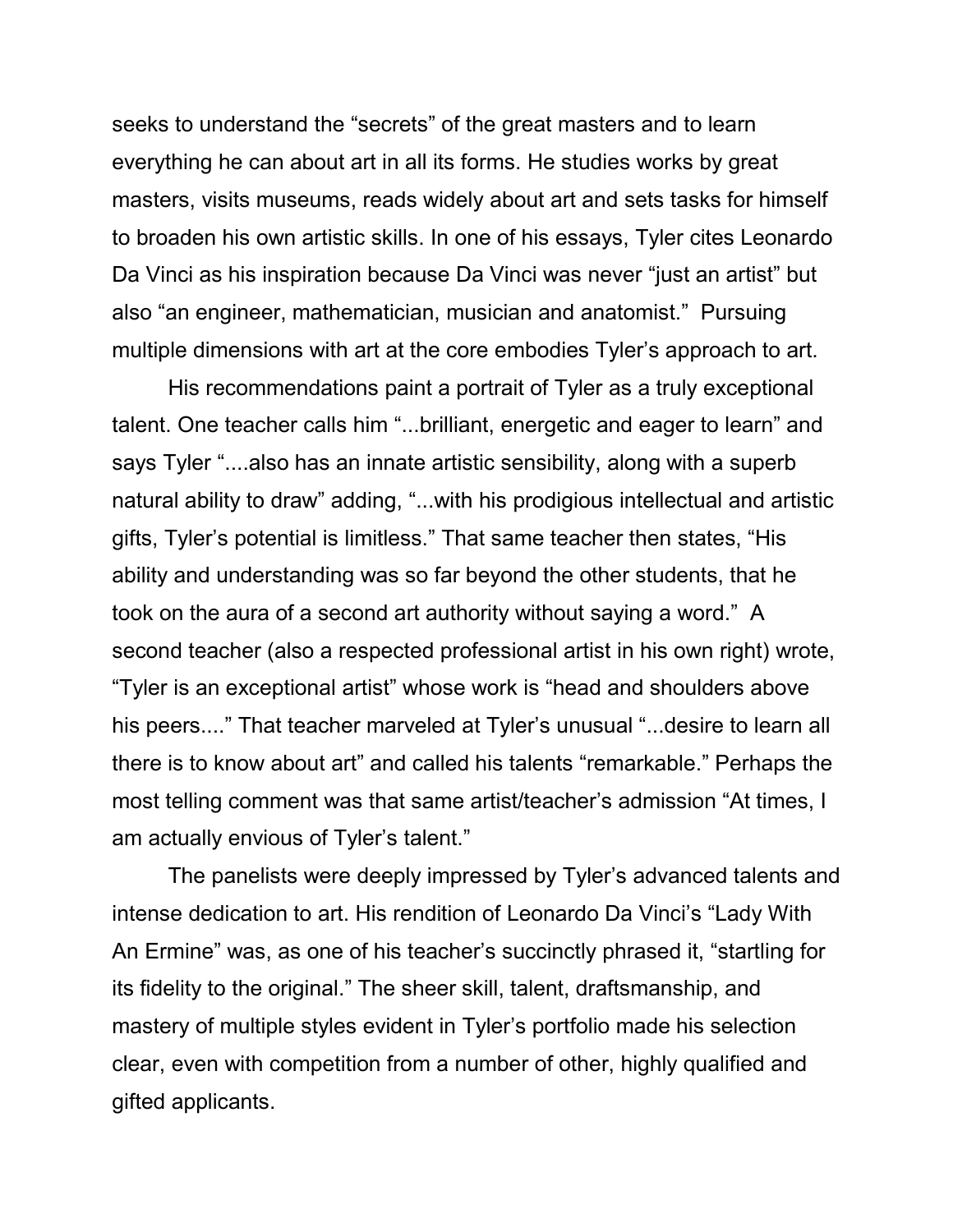seeks to understand the “secrets” of the great masters and to learn everything he can about art in all its forms. He studies works by great masters, visits museums, reads widely about art and sets tasks for himself to broaden his own artistic skills. In one of his essays, Tyler cites Leonardo Da Vinci as his inspiration because Da Vinci was never “just an artist” but also “an engineer, mathematician, musician and anatomist.” Pursuing multiple dimensions with art at the core embodies Tyler’s approach to art.

His recommendations paint a portrait of Tyler as a truly exceptional talent. One teacher calls him “...brilliant, energetic and eager to learn” and says Tyler “....also has an innate artistic sensibility, along with a superb natural ability to draw” adding, “...with his prodigious intellectual and artistic gifts, Tyler’s potential is limitless.” That same teacher then states, “His ability and understanding was so far beyond the other students, that he took on the aura of a second art authority without saying a word.” A second teacher (also a respected professional artist in his own right) wrote, “Tyler is an exceptional artist” whose work is “head and shoulders above his peers....” That teacher marveled at Tyler’s unusual “...desire to learn all there is to know about art” and called his talents “remarkable.” Perhaps the most telling comment was that same artist/teacher’s admission “At times, I am actually envious of Tyler’s talent.”

The panelists were deeply impressed by Tyler’s advanced talents and intense dedication to art. His rendition of Leonardo Da Vinci’s “Lady With An Ermine” was, as one of his teacher’s succinctly phrased it, “startling for its fidelity to the original.” The sheer skill, talent, draftsmanship, and mastery of multiple styles evident in Tyler’s portfolio made his selection clear, even with competition from a number of other, highly qualified and gifted applicants.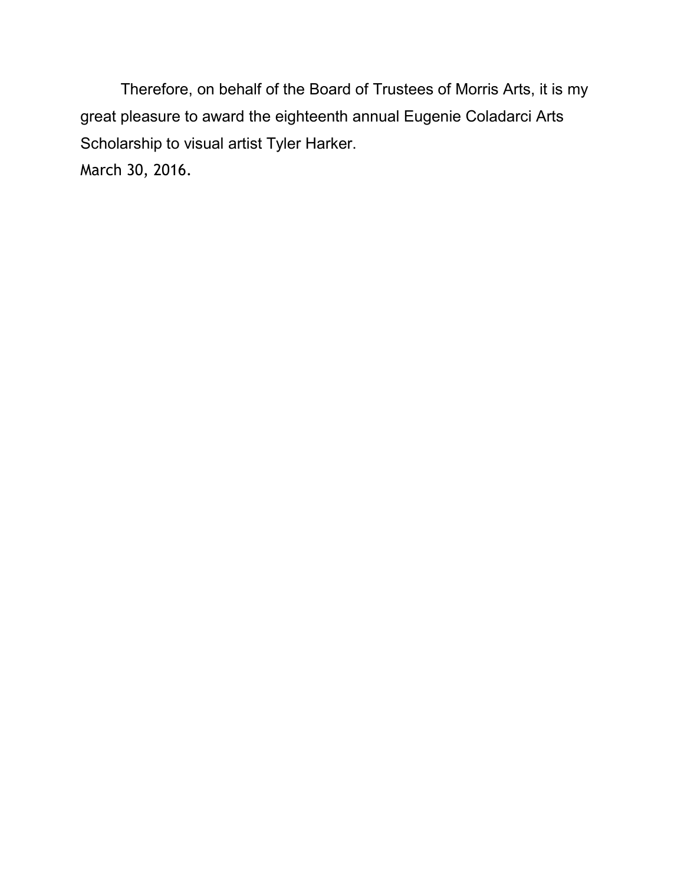Therefore, on behalf of the Board of Trustees of Morris Arts, it is my great pleasure to award the eighteenth annual Eugenie Coladarci Arts Scholarship to visual artist Tyler Harker.

March 30, 2016.